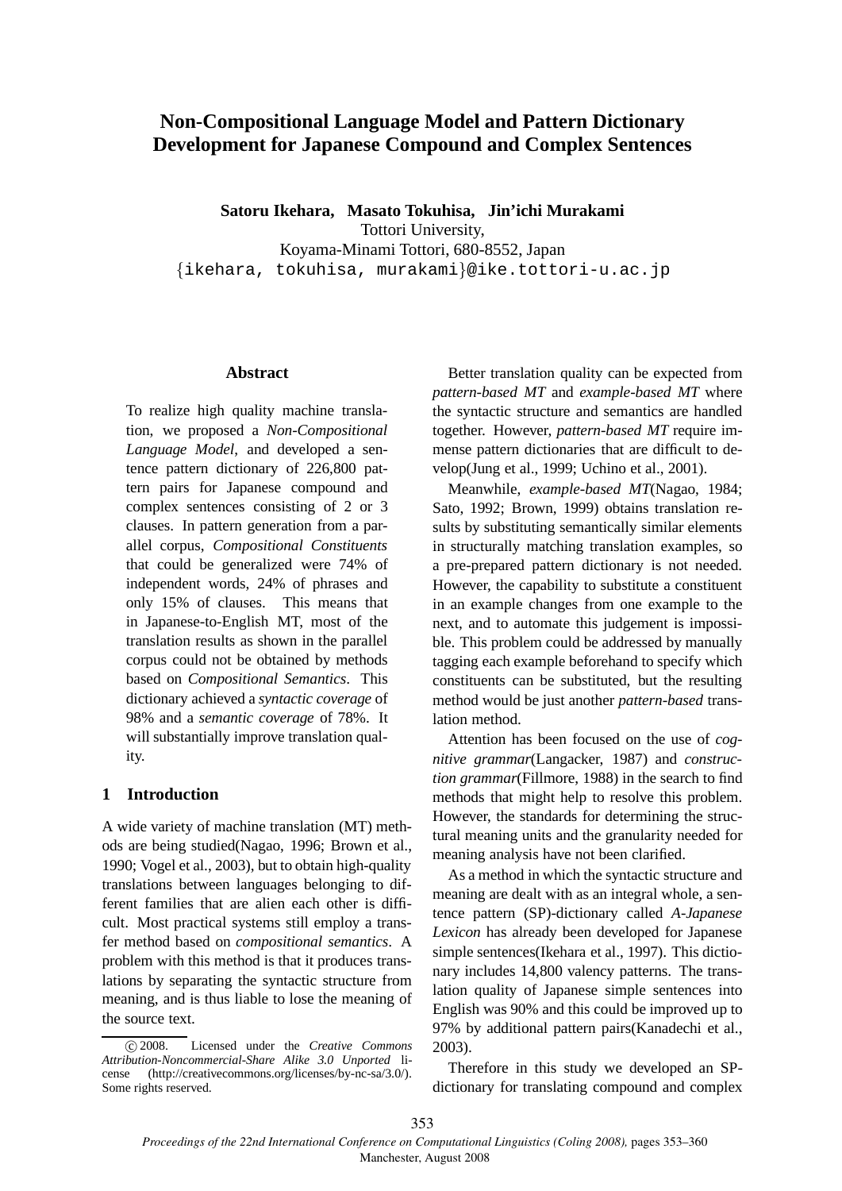# Non-Compositional Language Model and Pattern Dictionary Development for Japanese Compound and Complex Sentences

**Satoru Ikehara, Masato Tokuhisa, Jin'ichi Murakami**
Tottori University,
Koyama-Minami Tottori, 680-8552, Japan
{ikehara, tokuhisa, murakami}@ike.tottori-u.ac.jp

## Abstract

To realize high quality machine translation, we proposed a *Non-Compositional Language Model*, and developed a sentence pattern dictionary of 226,800 pattern pairs for Japanese compound and complex sentences consisting of 2 or 3 clauses. In pattern generation from a parallel corpus, *Compositional Constituents* that could be generalized were 74% of independent words, 24% of phrases and only 15% of clauses. This means that in Japanese-to-English MT, most of the translation results as shown in the parallel corpus could not be obtained by methods based on *Compositional Semantics*. This dictionary achieved a *syntactic coverage* of 98% and a *semantic coverage* of 78%. It will substantially improve translation quality.

## 1 Introduction

A wide variety of machine translation (MT) methods are being studied(Nagao, 1996; Brown et al., 1990; Vogel et al., 2003), but to obtain high-quality translations between languages belonging to different families that are alien each other is difficult. Most practical systems still employ a transfer method based on *compositional semantics*. A problem with this method is that it produces translations by separating the syntactic structure from meaning, and is thus liable to lose the meaning of the source text.

Better translation quality can be expected from *pattern-based MT* and *example-based MT* where the syntactic structure and semantics are handled together. However, *pattern-based MT* require immense pattern dictionaries that are difficult to develop(Jung et al., 1999; Uchino et al., 2001).

Meanwhile, *example-based MT*(Nagao, 1984; Sato, 1992; Brown, 1999) obtains translation results by substituting semantically similar elements in structurally matching translation examples, so a pre-prepared pattern dictionary is not needed. However, the capability to substitute a constituent in an example changes from one example to the next, and to automate this judgement is impossible. This problem could be addressed by manually tagging each example beforehand to specify which constituents can be substituted, but the resulting method would be just another *pattern-based* translation method.

Attention has been focused on the use of *cognitive grammar*(Langacker, 1987) and *construction grammar*(Fillmore, 1988) in the search to find methods that might help to resolve this problem. However, the standards for determining the structural meaning units and the granularity needed for meaning analysis have not been clarified.

As a method in which the syntactic structure and meaning are dealt with as an integral whole, a sentence pattern (SP)-dictionary called *A-Japanese Lexicon* has already been developed for Japanese simple sentences(Ikehara et al., 1997). This dictionary includes 14,800 valency patterns. The translation quality of Japanese simple sentences into English was 90% and this could be improved up to 97% by additional pattern pairs(Kanadechi et al., 2003).

Therefore in this study we developed an SP-dictionary for translating compound and complex

© 2008. Licensed under the *Creative Commons Attribution-Noncommercial-Share Alike 3.0 Unported* license (http://creativecommons.org/licenses/by-nc-sa/3.0/). Some rights reserved.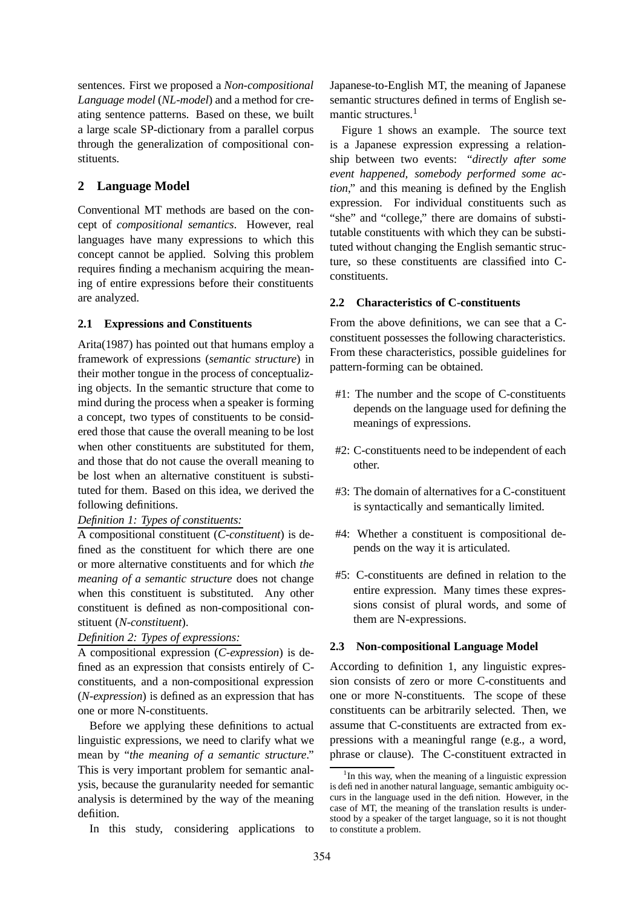sentences. First we proposed a *Non-compositional Language model* (*NL-model*) and a method for creating sentence patterns. Based on these, we built a large scale SP-dictionary from a parallel corpus through the generalization of compositional constituents.

## 2 Language Model

Conventional MT methods are based on the concept of *compositional semantics*. However, real languages have many expressions to which this concept cannot be applied. Solving this problem requires finding a mechanism acquiring the meaning of entire expressions before their constituents are analyzed.

### 2.1 Expressions and Constituents

Arita(1987) has pointed out that humans employ a framework of expressions (*semantic structure*) in their mother tongue in the process of conceptualizing objects. In the semantic structure that come to mind during the process when a speaker is forming a concept, two types of constituents to be considered those that cause the overall meaning to be lost when other constituents are substituted for them, and those that do not cause the overall meaning to be lost when an alternative constituent is substituted for them. Based on this idea, we derived the following definitions.

*Definition 1: Types of constituents:*

A compositional constituent (*C-constituent*) is defined as the constituent for which there are one or more alternative constituents and for which *the meaning of a semantic structure* does not change when this constituent is substituted. Any other constituent is defined as non-compositional constituent (*N-constituent*).

*Definition 2: Types of expressions:*

A compositional expression (*C-expression*) is defined as an expression that consists entirely of C-constituents, and a non-compositional expression (*N-expression*) is defined as an expression that has one or more N-constituents.

Before we applying these definitions to actual linguistic expressions, we need to clarify what we mean by "*the meaning of a semantic structure*." This is very important problem for semantic analysis, because the guranularity needed for semantic analysis is determined by the way of the meaning defiition.

In this study, considering applications to Japanese-to-English MT, the meaning of Japanese semantic structures defined in terms of English semantic structures.[1]

Figure 1 shows an example. The source text is a Japanese expression expressing a relationship between two events: "*directly after some event happened, somebody performed some action,*" and this meaning is defined by the English expression. For individual constituents such as "she" and "college," there are domains of substitutable constituents with which they can be substituted without changing the English semantic structure, so these constituents are classified into C-constituents.

### 2.2 Characteristics of C-constituents

From the above definitions, we can see that a C-constituent possesses the following characteristics. From these characteristics, possible guidelines for pattern-forming can be obtained.

- #1: The number and the scope of C-constituents depends on the language used for defining the meanings of expressions.
- #2: C-constituents need to be independent of each other.
- #3: The domain of alternatives for a C-constituent is syntactically and semantically limited.
- #4: Whether a constituent is compositional depends on the way it is articulated.
- #5: C-constituents are defined in relation to the entire expression. Many times these expressions consist of plural words, and some of them are N-expressions.

### 2.3 Non-compositional Language Model

According to definition 1, any linguistic expression consists of zero or more C-constituents and one or more N-constituents. The scope of these constituents can be arbitrarily selected. Then, we assume that C-constituents are extracted from expressions with a meaningful range (e.g., a word, phrase or clause). The C-constituent extracted in

[1] In this way, when the meaning of a linguistic expression is defined in another natural language, semantic ambiguity occurs in the language used in the definition. However, in the case of MT, the meaning of the translation results is understood by a speaker of the target language, so it is not thought to constitute a problem.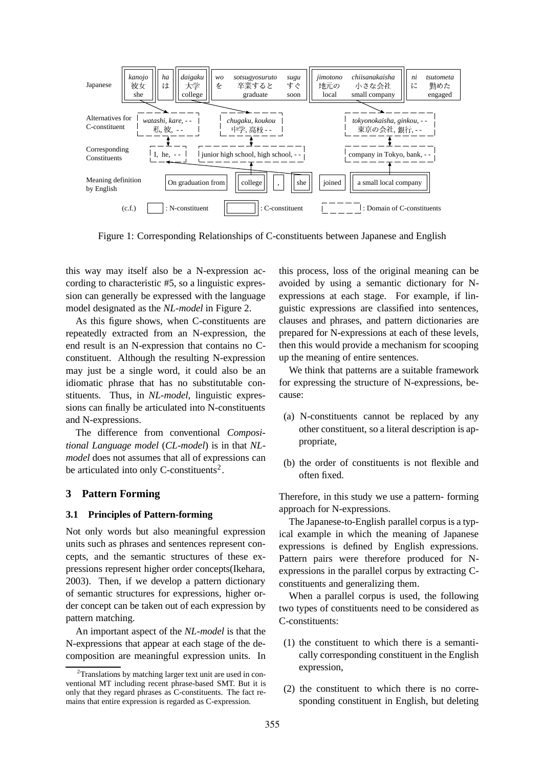| Japanese | *kanojo* 彼女 she | *ha* は | *daigaku* 大学 college | *wo* を | *sotsugyosuruto* 卒業すると graduate | *sugu* すぐ soon | *jimotono* 地元の local | *chiisanakaisha* 小さな会社 small company | *ni* に | *tsutometa* 勤めた engaged |
|---|---|---|---|---|---|---|---|---|---|---|
| Alternatives for C-constituent | *watashi, kare, - -* 私, 彼, - - | | *chugaku, koukou* 中学, 高校 - - | | | | | *tokyonokaisha, ginkou, - -* 東京の会社, 銀行, - - | | |
| Corresponding Constituents | I, he, - - | | junior high school, high school, - - | | | | | company in Tokyo, bank, - - | | |
| Meaning definition by English | On graduation from | college | , | she | joined | a small local company | | | | |

(c.f.) [ ] : N-constituent [[ ]] : C-constituent [- - -] : Domain of C-constituents

Figure 1: Corresponding Relationships of C-constituents between Japanese and English

this way may itself also be a N-expression according to characteristic #5, so a linguistic expression can generally be expressed with the language model designated as the *NL-model* in Figure 2.

As this figure shows, when C-constituents are repeatedly extracted from an N-expression, the end result is an N-expression that contains no C-constituent. Although the resulting N-expression may just be a single word, it could also be an idiomatic phrase that has no substitutable constituents. Thus, in *NL-model*, linguistic expressions can finally be articulated into N-constituents and N-expressions.

The difference from conventional *Compositional Language model* (*CL-model*) is in that *NL-model* does not assumes that all of expressions can be articulated into only C-constituents[2].

## 3 Pattern Forming

### 3.1 Principles of Pattern-forming

Not only words but also meaningful expression units such as phrases and sentences represent concepts, and the semantic structures of these expressions represent higher order concepts(Ikehara, 2003). Then, if we develop a pattern dictionary of semantic structures for expressions, higher order concept can be taken out of each expression by pattern matching.

An important aspect of the *NL-model* is that the N-expressions that appear at each stage of the decomposition are meaningful expression units. In this process, loss of the original meaning can be avoided by using a semantic dictionary for N-expressions at each stage. For example, if linguistic expressions are classified into sentences, clauses and phrases, and pattern dictionaries are prepared for N-expressions at each of these levels, then this would provide a mechanism for scooping up the meaning of entire sentences.

We think that patterns are a suitable framework for expressing the structure of N-expressions, because:

(a) N-constituents cannot be replaced by any other constituent, so a literal description is appropriate,

(b) the order of constituents is not flexible and often fixed.

Therefore, in this study we use a pattern- forming approach for N-expressions.

The Japanese-to-English parallel corpus is a typical example in which the meaning of Japanese expressions is defined by English expressions. Pattern pairs were therefore produced for N-expressions in the parallel corpus by extracting C-constituents and generalizing them.

When a parallel corpus is used, the following two types of constituents need to be considered as C-constituents:

(1) the constituent to which there is a semantically corresponding constituent in the English expression,

(2) the constituent to which there is no corresponding constituent in English, but deleting

[2] Translations by matching larger text unit are used in conventional MT including recent phrase-based SMT. But it is only that they regard phrases as C-constituents. The fact remains that entire expression is regarded as C-expression.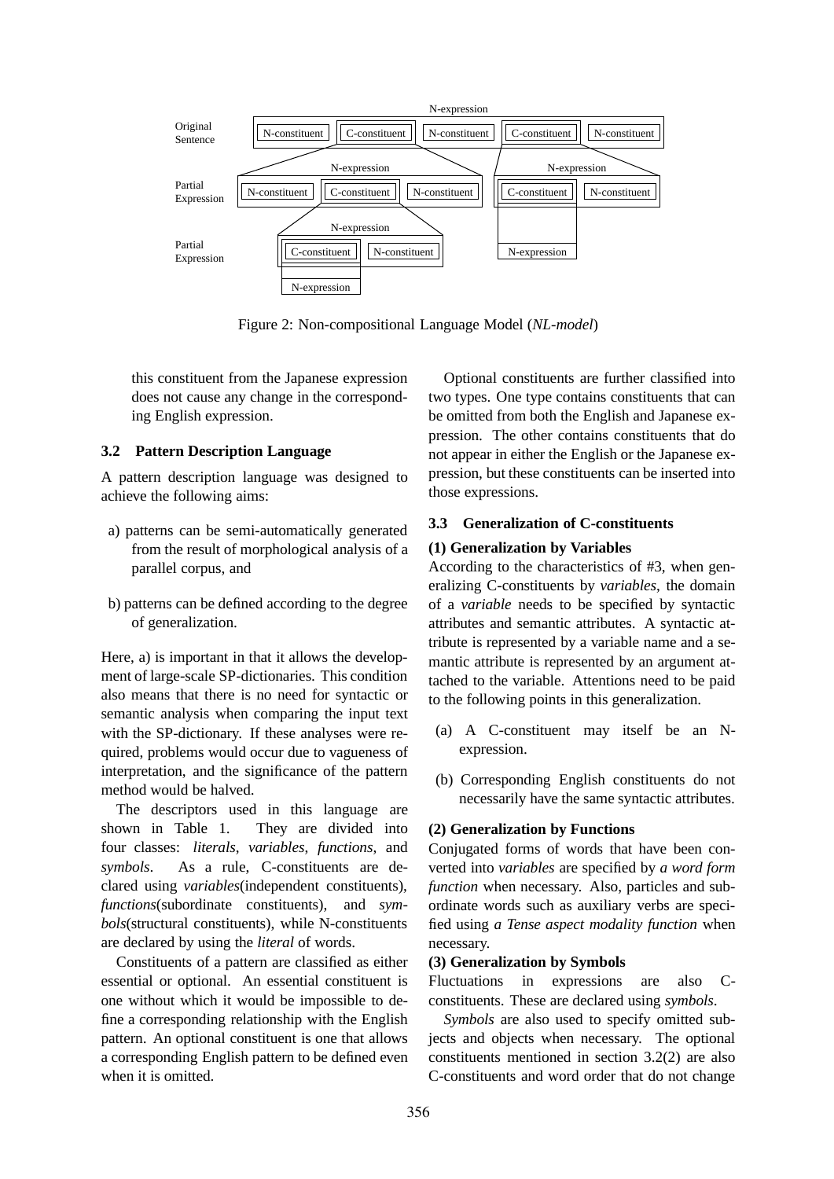Figure 2: Non-compositional Language Model (*NL-model*)

this constituent from the Japanese expression does not cause any change in the corresponding English expression.

### 3.2 Pattern Description Language

A pattern description language was designed to achieve the following aims:

a) patterns can be semi-automatically generated from the result of morphological analysis of a parallel corpus, and

b) patterns can be defined according to the degree of generalization.

Here, a) is important in that it allows the development of large-scale SP-dictionaries. This condition also means that there is no need for syntactic or semantic analysis when comparing the input text with the SP-dictionary. If these analyses were required, problems would occur due to vagueness of interpretation, and the significance of the pattern method would be halved.

The descriptors used in this language are shown in Table 1. They are divided into four classes: *literals*, *variables*, *functions*, and *symbols*. As a rule, C-constituents are declared using *variables*(independent constituents), *functions*(subordinate constituents), and *symbols*(structural constituents), while N-constituents are declared by using the *literal* of words.

Constituents of a pattern are classified as either essential or optional. An essential constituent is one without which it would be impossible to define a corresponding relationship with the English pattern. An optional constituent is one that allows a corresponding English pattern to be defined even when it is omitted.

Optional constituents are further classified into two types. One type contains constituents that can be omitted from both the English and Japanese expression. The other contains constituents that do not appear in either the English or the Japanese expression, but these constituents can be inserted into those expressions.

### 3.3 Generalization of C-constituents

**(1) Generalization by Variables**

According to the characteristics of #3, when generalizing C-constituents by *variables*, the domain of a *variable* needs to be specified by syntactic attributes and semantic attributes. A syntactic attribute is represented by a variable name and a semantic attribute is represented by an argument attached to the variable. Attentions need to be paid to the following points in this generalization.

(a) A C-constituent may itself be an N-expression.

(b) Corresponding English constituents do not necessarily have the same syntactic attributes.

**(2) Generalization by Functions**

Conjugated forms of words that have been converted into *variables* are specified by *a word form function* when necessary. Also, particles and subordinate words such as auxiliary verbs are specified using *a Tense aspect modality function* when necessary.

**(3) Generalization by Symbols**

Fluctuations in expressions are also C-constituents. These are declared using *symbols*.

*Symbols* are also used to specify omitted subjects and objects when necessary. The optional constituents mentioned in section 3.2(2) are also C-constituents and word order that do not change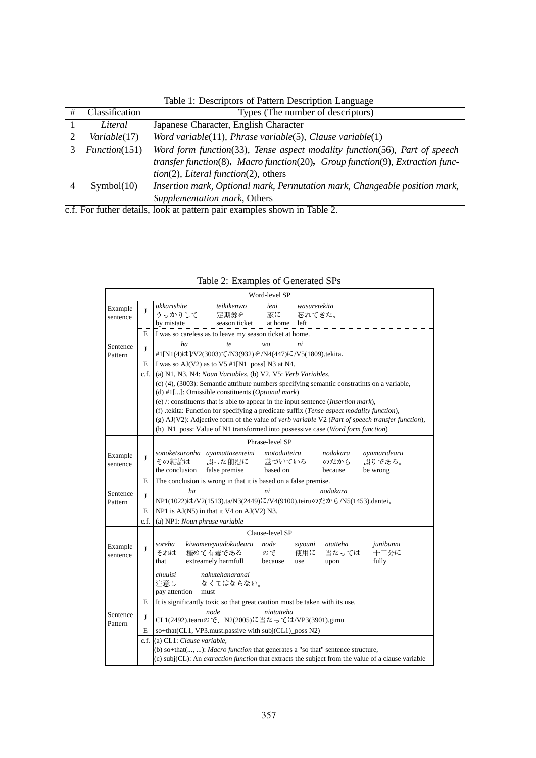Table 1: Descriptors of Pattern Description Language

| # | Classification | Types (The number of descriptors) |
|---|---|---|
| 1 | *Literal* | Japanese Character, English Character |
| 2 | *Variable*(17) | *Word variable*(11), *Phrase variable*(5), *Clause variable*(1) |
| 3 | *Function*(151) | *Word form function*(33), *Tense aspect modality function*(56), *Part of speech transfer function*(8), *Macro function*(20), *Group function*(9), *Extraction function*(2), *Literal function*(2), others |
| 4 | Symbol(10) | *Insertion mark*, *Optional mark*, *Permutation mark*, *Changeable position mark*, *Supplementation mark*, Others |

c.f. For futher details, look at pattern pair examples shown in Table 2.

Table 2: Examples of Generated SPs

| | | |
|---|---|---|
| | | **Word-level SP** |
| Example sentence | J | *ukkarishite* *teikikenwo* *ieni* *wasuretekita*<br>うっかりして 定期券を 家に 忘れてきた。<br>by mistate season ticket at home left |
| | E | I was so careless as to leave my season ticket at home. |
| Sentence Pattern | J | *ha* *te* *wo* *ni*<br>#1[N1(4)は]/V2(3003)て/N3(932)を/N4(447)に/V5(1809).tekita。 |
| | E | I was so AJ(V2) as to V5 #1[N1_poss] N3 at N4. |
| | c.f. | (a) N1, N3, N4: *Noun Variables*, (b) V2, V5: *Verb Variables*,<br>(c) (4), (3003): Semantic attribute numbers specifying semantic constratints on a variable,<br>(d) #1[...]: Omissible constituents (*Optional mark*)<br>(e) /: constituents that is able to appear in the input sentence (*Insertion mark*),<br>(f) .tekita: Function for specifying a predicate suffix (*Tense aspect modality function*),<br>(g) AJ(V2): Adjective form of the value of *verb variable* V2 (*Part of speech transfer function*),<br>(h) N1_poss: Value of N1 transformed into possessive case (*Word form function*) |
| | | **Phrase-level SP** |
| Example sentence | J | *sonoketsuronha* *ayamattazenteini* *motoduiteiru* *nodakara* *ayamaridearu*<br>その結論は 誤った前提に 基づいている のだから 誤りである。<br>the conclusion false premise based on because be wrong |
| | E | The conclusion is wrong in that it is based on a false premise. |
| Sentence Pattern | J | *ha* *ni* *nodakara*<br>NP1(1022)は/V2(1513).ta/N3(2449)に/V4(9100).teiruのだから/N5(1453).dantei。 |
| | E | NP1 is AJ(N5) in that it V4 on AJ(V2) N3. |
| | c.f. | (a) NP1: *Noun phrase variable* |
| | | **Clause-level SP** |
| Example sentence | J | *soreha* *kiwameteyuudokudearu* *node* *siyouni* *atatteha* *junibunni*<br>それは 極めて有毒である ので 使用に 当たっては 十二分に<br>that extreamely harmfull because use upon fully<br><br>*chuuisi* *nakutehanaranai*<br>注意し なくてはならない。<br>pay attention must |
| | E | It is significantly toxic so that great caution must be taken with its use. |
| Sentence Pattern | J | *node* *niatatteha*<br>CL1(2492).tearuので、N2(2005)に当たっては/VP3(3901).gimu。 |
| | E | so+that(CL1, VP3.must.passive with subj(CL1)_poss N2) |
| | c.f. | (a) CL1: *Clause variable*,<br>(b) so+that(..., ...): *Macro function* that generates a "so that" sentence structure,<br>(c) subj(CL): An *extraction function* that extracts the subject from the value of a clause variable |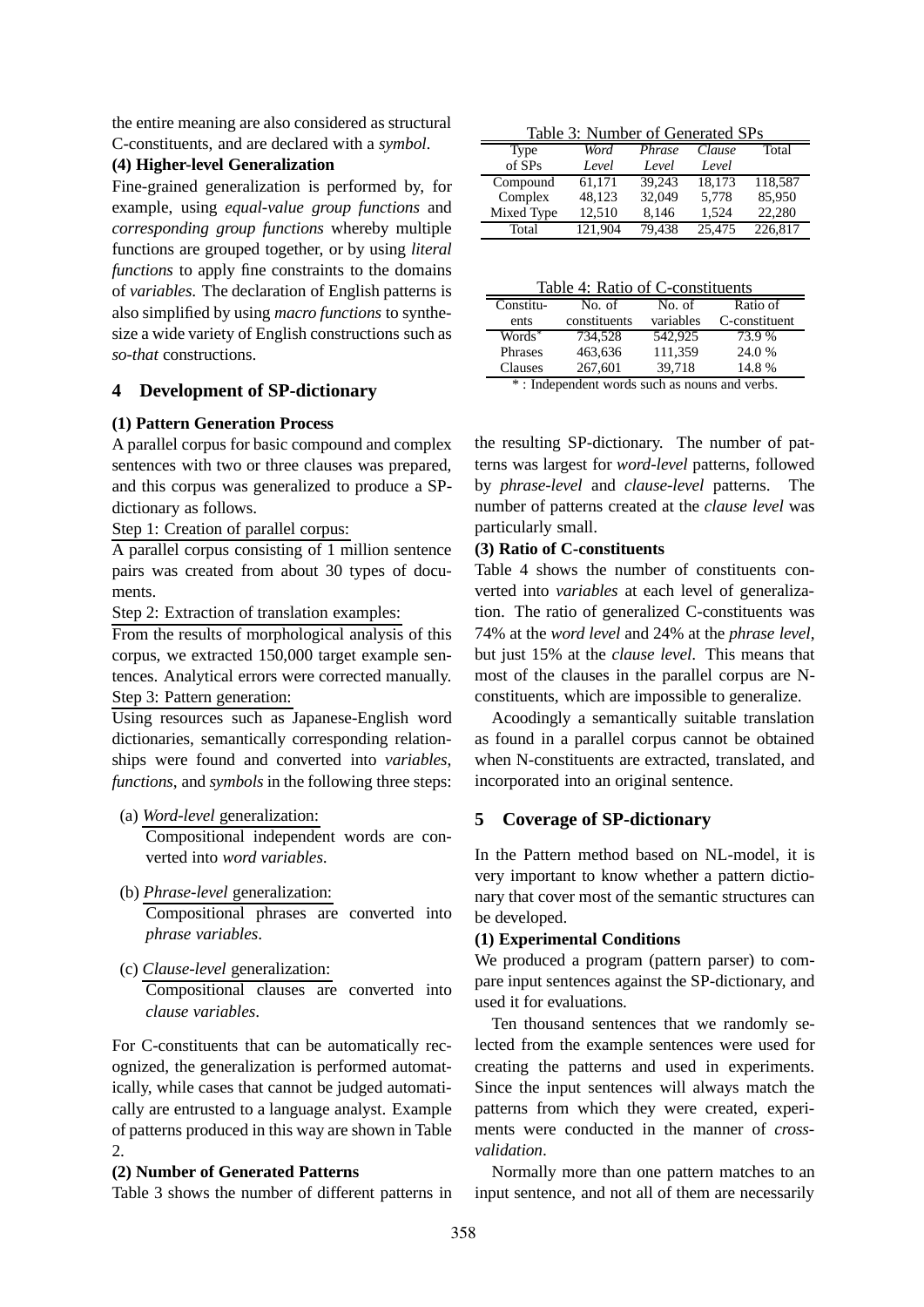the entire meaning are also considered as structural C-constituents, and are declared with a *symbol*.

**(4) Higher-level Generalization**

Fine-grained generalization is performed by, for example, using *equal-value group functions* and *corresponding group functions* whereby multiple functions are grouped together, or by using *literal functions* to apply fine constraints to the domains of *variables*. The declaration of English patterns is also simplified by using *macro functions* to synthesize a wide variety of English constructions such as *so-that* constructions.

## 4 Development of SP-dictionary

**(1) Pattern Generation Process**

A parallel corpus for basic compound and complex sentences with two or three clauses was prepared, and this corpus was generalized to produce a SP-dictionary as follows.

Step 1: Creation of parallel corpus:

A parallel corpus consisting of 1 million sentence pairs was created from about 30 types of documents.

Step 2: Extraction of translation examples:

From the results of morphological analysis of this corpus, we extracted 150,000 target example sentences. Analytical errors were corrected manually.

Step 3: Pattern generation:

Using resources such as Japanese-English word dictionaries, semantically corresponding relationships were found and converted into *variables*, *functions*, and *symbols* in the following three steps:

(a) *Word-level* generalization:
Compositional independent words are converted into *word variables*.

(b) *Phrase-level* generalization:
Compositional phrases are converted into *phrase variables*.

(c) *Clause-level* generalization:
Compositional clauses are converted into *clause variables*.

For C-constituents that can be automatically recognized, the generalization is performed automatically, while cases that cannot be judged automatically are entrusted to a language analyst. Example of patterns produced in this way are shown in Table 2.

**(2) Number of Generated Patterns**

Table 3 shows the number of different patterns in the resulting SP-dictionary. The number of patterns was largest for *word-level* patterns, followed by *phrase-level* and *clause-level* patterns. The number of patterns created at the *clause level* was particularly small.

Table 3: Number of Generated SPs

| Type of SPs | *Word Level* | *Phrase Level* | *Clause Level* | Total |
|---|---|---|---|---|
| Compound | 61,171 | 39,243 | 18,173 | 118,587 |
| Complex | 48,123 | 32,049 | 5,778 | 85,950 |
| Mixed Type | 12,510 | 8,146 | 1,524 | 22,280 |
| Total | 121,904 | 79,438 | 25,475 | 226,817 |

Table 4: Ratio of C-constituents

| Constituents | No. of constituents | No. of variables | Ratio of C-constituent |
|---|---|---|---|
| Words* | 734,528 | 542,925 | 73.9 % |
| Phrases | 463,636 | 111,359 | 24.0 % |
| Clauses | 267,601 | 39,718 | 14.8 % |

* : Independent words such as nouns and verbs.

**(3) Ratio of C-constituents**

Table 4 shows the number of constituents converted into *variables* at each level of generalization. The ratio of generalized C-constituents was 74% at the *word level* and 24% at the *phrase level*, but just 15% at the *clause level*. This means that most of the clauses in the parallel corpus are N-constituents, which are impossible to generalize.

Acoodingly a semantically suitable translation as found in a parallel corpus cannot be obtained when N-constituents are extracted, translated, and incorporated into an original sentence.

## 5 Coverage of SP-dictionary

In the Pattern method based on NL-model, it is very important to know whether a pattern dictionary that cover most of the semantic structures can be developed.

**(1) Experimental Conditions**

We produced a program (pattern parser) to compare input sentences against the SP-dictionary, and used it for evaluations.

Ten thousand sentences that we randomly selected from the example sentences were used for creating the patterns and used in experiments. Since the input sentences will always match the patterns from which they were created, experiments were conducted in the manner of *cross-validation*.

Normally more than one pattern matches to an input sentence, and not all of them are necessarily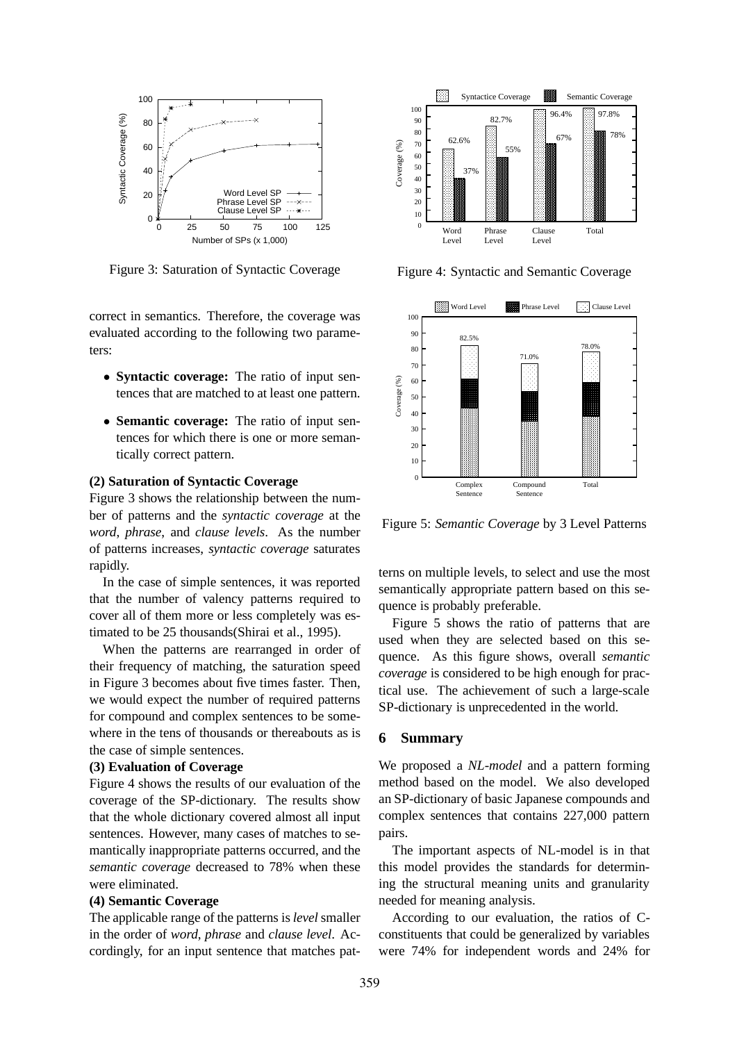Figure 3: Saturation of Syntactic Coverage

Figure 4: Syntactic and Semantic Coverage

Figure 5: *Semantic Coverage* by 3 Level Patterns

correct in semantics. Therefore, the coverage was evaluated according to the following two parameters:

- **Syntactic coverage:** The ratio of input sentences that are matched to at least one pattern.
- **Semantic coverage:** The ratio of input sentences for which there is one or more semantically correct pattern.

**(2) Saturation of Syntactic Coverage**

Figure 3 shows the relationship between the number of patterns and the *syntactic coverage* at the *word*, *phrase*, and *clause levels*. As the number of patterns increases, *syntactic coverage* saturates rapidly.

In the case of simple sentences, it was reported that the number of valency patterns required to cover all of them more or less completely was estimated to be 25 thousands(Shirai et al., 1995).

When the patterns are rearranged in order of their frequency of matching, the saturation speed in Figure 3 becomes about five times faster. Then, we would expect the number of required patterns for compound and complex sentences to be somewhere in the tens of thousands or thereabouts as is the case of simple sentences.

**(3) Evaluation of Coverage**

Figure 4 shows the results of our evaluation of the coverage of the SP-dictionary. The results show that the whole dictionary covered almost all input sentences. However, many cases of matches to semantically inappropriate patterns occurred, and the *semantic coverage* decreased to 78% when these were eliminated.

**(4) Semantic Coverage**

The applicable range of the patterns is *level* smaller in the order of *word*, *phrase* and *clause level*. Accordingly, for an input sentence that matches patterns on multiple levels, to select and use the most semantically appropriate pattern based on this sequence is probably preferable.

Figure 5 shows the ratio of patterns that are used when they are selected based on this sequence. As this figure shows, overall *semantic coverage* is considered to be high enough for practical use. The achievement of such a large-scale SP-dictionary is unprecedented in the world.

## 6 Summary

We proposed a *NL-model* and a pattern forming method based on the model. We also developed an SP-dictionary of basic Japanese compounds and complex sentences that contains 227,000 pattern pairs.

The important aspects of NL-model is in that this model provides the standards for determining the structural meaning units and granularity needed for meaning analysis.

According to our evaluation, the ratios of C-constituents that could be generalized by variables were 74% for independent words and 24% for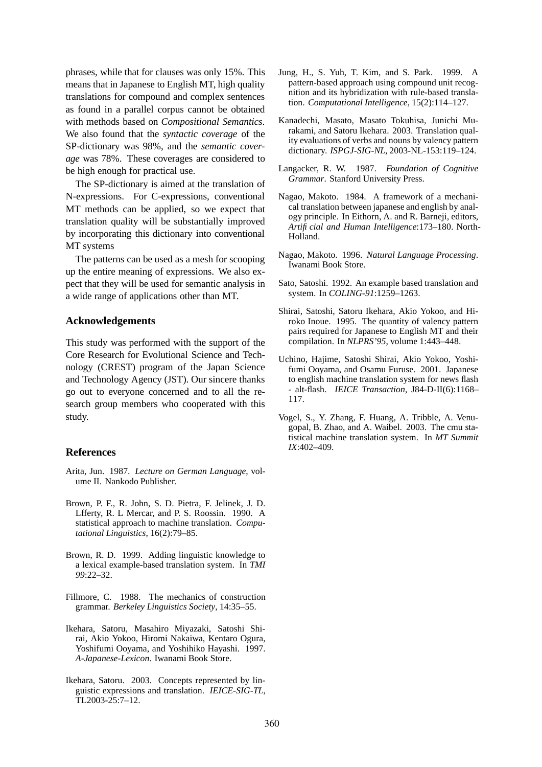phrases, while that for clauses was only 15%. This means that in Japanese to English MT, high quality translations for compound and complex sentences as found in a parallel corpus cannot be obtained with methods based on *Compositional Semantics*. We also found that the *syntactic coverage* of the SP-dictionary was 98%, and the *semantic coverage* was 78%. These coverages are considered to be high enough for practical use.

The SP-dictionary is aimed at the translation of N-expressions. For C-expressions, conventional MT methods can be applied, so we expect that translation quality will be substantially improved by incorporating this dictionary into conventional MT systems

The patterns can be used as a mesh for scooping up the entire meaning of expressions. We also expect that they will be used for semantic analysis in a wide range of applications other than MT.

## Acknowledgements

This study was performed with the support of the Core Research for Evolutional Science and Technology (CREST) program of the Japan Science and Technology Agency (JST). Our sincere thanks go out to everyone concerned and to all the research group members who cooperated with this study.

## References

Arita, Jun. 1987. *Lecture on German Language*, volume II. Nankodo Publisher.

Brown, P. F., R. John, S. D. Pietra, F. Jelinek, J. D. Lfferty, R. L Mercar, and P. S. Roossin. 1990. A statistical approach to machine translation. *Computational Linguistics*, 16(2):79–85.

Brown, R. D. 1999. Adding linguistic knowledge to a lexical example-based translation system. In *TMI 99*:22–32.

Fillmore, C. 1988. The mechanics of construction grammar. *Berkeley Linguistics Society*, 14:35–55.

Ikehara, Satoru, Masahiro Miyazaki, Satoshi Shirai, Akio Yokoo, Hiromi Nakaiwa, Kentaro Ogura, Yoshifumi Ooyama, and Yoshihiko Hayashi. 1997. *A-Japanese-Lexicon*. Iwanami Book Store.

Ikehara, Satoru. 2003. Concepts represented by linguistic expressions and translation. *IEICE-SIG-TL*, TL2003-25:7–12.

Jung, H., S. Yuh, T. Kim, and S. Park. 1999. A pattern-based approach using compound unit recognition and its hybridization with rule-based translation. *Computational Intelligence*, 15(2):114–127.

Kanadechi, Masato, Masato Tokuhisa, Junichi Murakami, and Satoru Ikehara. 2003. Translation quality evaluations of verbs and nouns by valency pattern dictionary. *ISPGJ-SIG-NL*, 2003-NL-153:119–124.

Langacker, R. W. 1987. *Foundation of Cognitive Grammar*. Stanford University Press.

Nagao, Makoto. 1984. A framework of a mechanical translation between japanese and english by analogy principle. In Eithorn, A. and R. Barneji, editors, *Artificial and Human Intelligence*:173–180. North-Holland.

Nagao, Makoto. 1996. *Natural Language Processing*. Iwanami Book Store.

Sato, Satoshi. 1992. An example based translation and system. In *COLING-91*:1259–1263.

Shirai, Satoshi, Satoru Ikehara, Akio Yokoo, and Hiroko Inoue. 1995. The quantity of valency pattern pairs required for Japanese to English MT and their compilation. In *NLPRS'95*, volume 1:443–448.

Uchino, Hajime, Satoshi Shirai, Akio Yokoo, Yoshifumi Ooyama, and Osamu Furuse. 2001. Japanese to english machine translation system for news flash - alt-flash. *IEICE Transaction*, J84-D-II(6):1168–117.

Vogel, S., Y. Zhang, F. Huang, A. Tribble, A. Venugopal, B. Zhao, and A. Waibel. 2003. The cmu statistical machine translation system. In *MT Summit IX*:402–409.